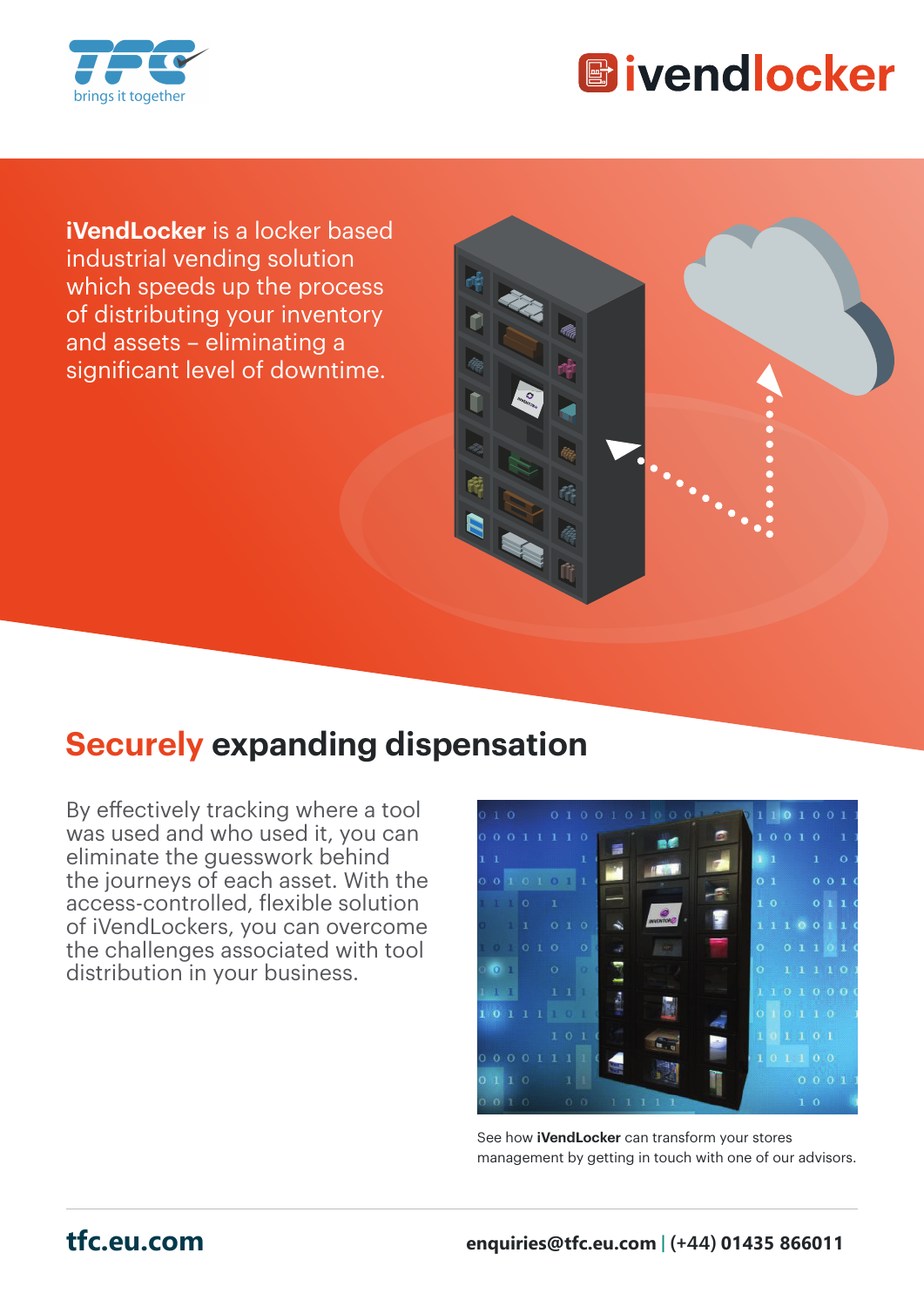TFC brings it together

ivendlocker

**iVendLocker** is a locker based industrial vending solution which speeds up the process of distributing your inventory and assets – eliminating a significant level of downtime.

## Securely expanding dispensation

By effectively tracking where a tool was used and who used it, you can eliminate the guesswork behind the journeys of each asset. With the access-controlled, flexible solution of iVendLockers, you can overcome the challenges associated with tool distribution in your business.

See how **iVendLocker** can transform your stores management by getting in touch with one of our advisors.

**tfc.eu.com**

**enquiries@tfc.eu.com | (+44) 01435 866011**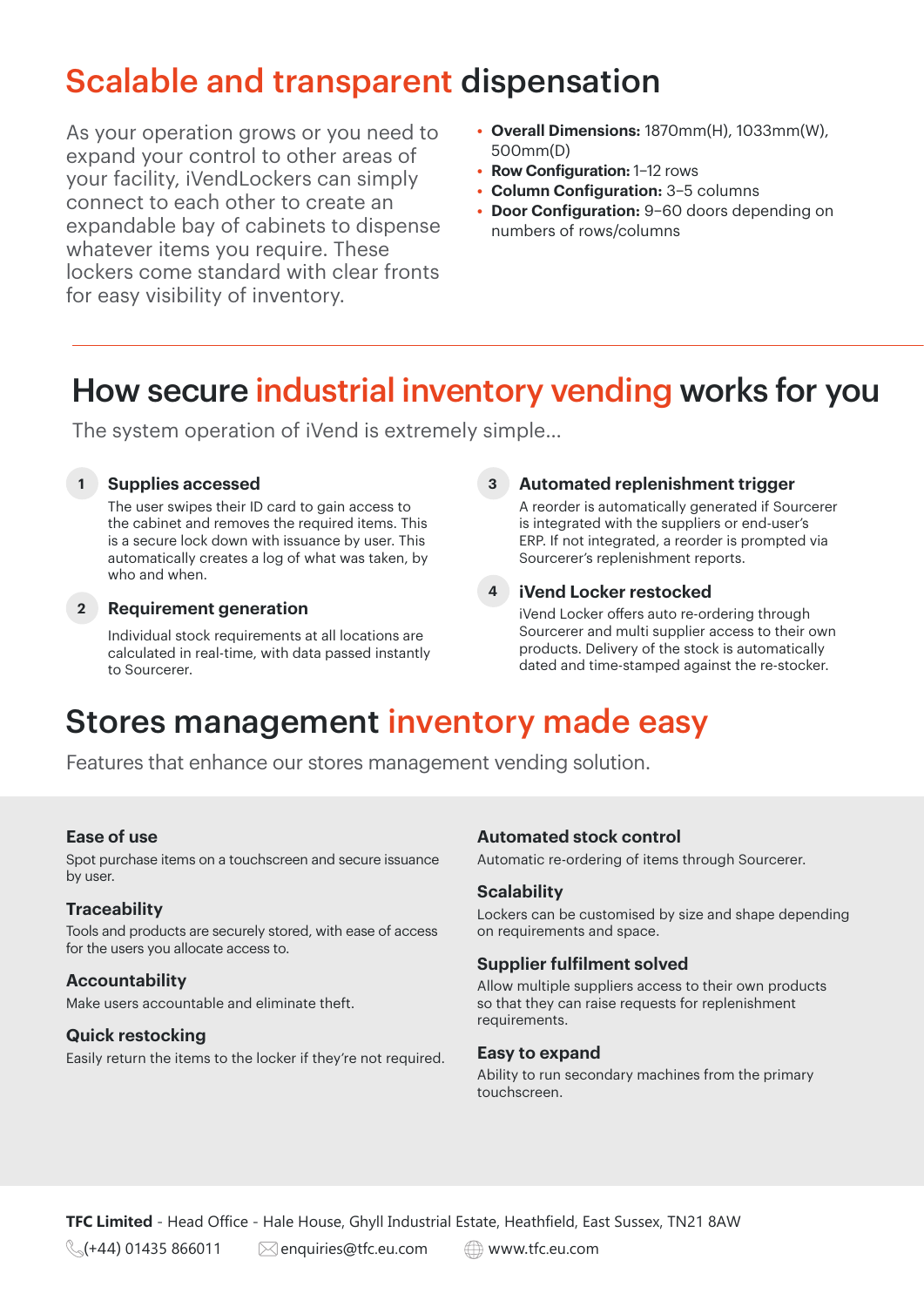## Scalable and transparent dispensation

As your operation grows or you need to expand your control to other areas of your facility, iVendLockers can simply connect to each other to create an expandable bay of cabinets to dispense whatever items you require. These lockers come standard with clear fronts for easy visibility of inventory.

- **Overall Dimensions:** 1870mm(H), 1033mm(W), 500mm(D)
- **Row Configuration:** 1–12 rows
- **Column Configuration:** 3–5 columns
- **Door Configuration:** 9–60 doors depending on numbers of rows/columns

## How secure industrial inventory vending works for you

The system operation of iVend is extremely simple...

### 1 Supplies accessed

The user swipes their ID card to gain access to the cabinet and removes the required items. This is a secure lock down with issuance by user. This automatically creates a log of what was taken, by who and when.

### 2 Requirement generation

Individual stock requirements at all locations are calculated in real-time, with data passed instantly to Sourcerer.

### 3 Automated replenishment trigger

A reorder is automatically generated if Sourcerer is integrated with the suppliers or end-user's ERP. If not integrated, a reorder is prompted via Sourcerer's replenishment reports.

### 4 iVend Locker restocked

iVend Locker offers auto re-ordering through Sourcerer and multi supplier access to their own products. Delivery of the stock is automatically dated and time-stamped against the re-stocker.

## Stores management inventory made easy

Features that enhance our stores management vending solution.

### Ease of use

Spot purchase items on a touchscreen and secure issuance by user.

### Traceability

Tools and products are securely stored, with ease of access for the users you allocate access to.

### Accountability

Make users accountable and eliminate theft.

### Quick restocking

Easily return the items to the locker if they're not required.

### Automated stock control

Automatic re-ordering of items through Sourcerer.

### Scalability

Lockers can be customised by size and shape depending on requirements and space.

### Supplier fulfilment solved

Allow multiple suppliers access to their own products so that they can raise requests for replenishment requirements.

### Easy to expand

Ability to run secondary machines from the primary touchscreen.

**TFC Limited** - Head Office - Hale House, Ghyll Industrial Estate, Heathfield, East Sussex, TN21 8AW

(+44) 01435 866011 enquiries@tfc.eu.com www.tfc.eu.com